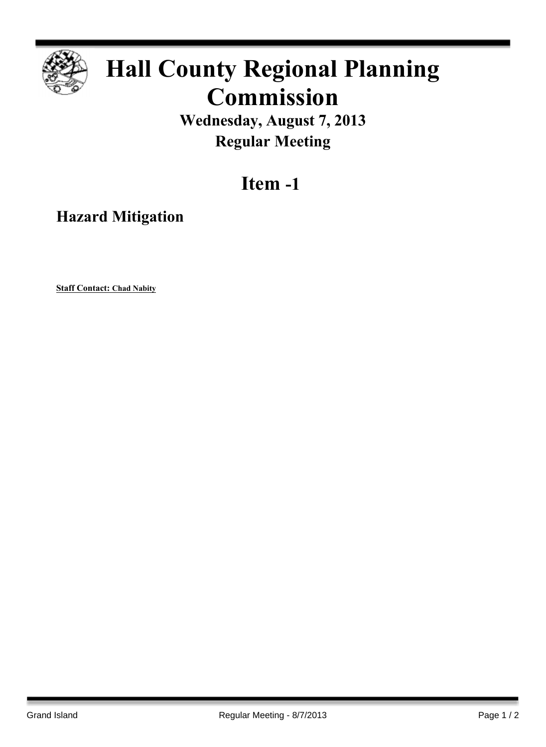# Hall County Regional Planning Commission

**Wednesday, August 7, 2013**

**Regular Meeting**

## Item -1

### Hazard Mitigation

**Staff Contact: Chad Nabity**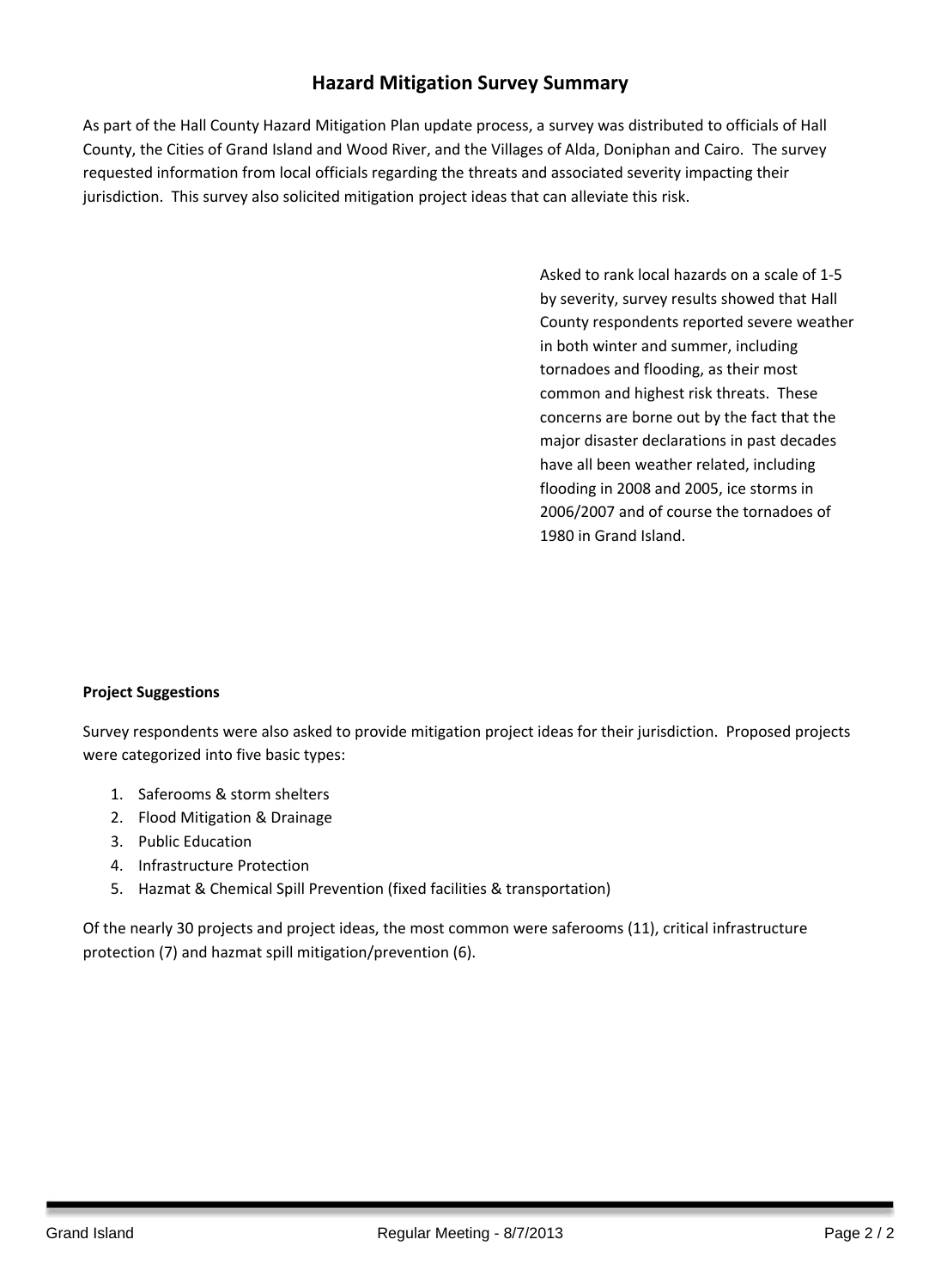# Hazard Mitigation Survey Summary

As part of the Hall County Hazard Mitigation Plan update process, a survey was distributed to officials of Hall County, the Cities of Grand Island and Wood River, and the Villages of Alda, Doniphan and Cairo. The survey requested information from local officials regarding the threats and associated severity impacting their jurisdiction. This survey also solicited mitigation project ideas that can alleviate this risk.

Asked to rank local hazards on a scale of 1-5 by severity, survey results showed that Hall County respondents reported severe weather in both winter and summer, including tornadoes and flooding, as their most common and highest risk threats. These concerns are borne out by the fact that the major disaster declarations in past decades have all been weather related, including flooding in 2008 and 2005, ice storms in 2006/2007 and of course the tornadoes of 1980 in Grand Island.

**Project Suggestions**

Survey respondents were also asked to provide mitigation project ideas for their jurisdiction. Proposed projects were categorized into five basic types:

1. Saferooms & storm shelters
2. Flood Mitigation & Drainage
3. Public Education
4. Infrastructure Protection
5. Hazmat & Chemical Spill Prevention (fixed facilities & transportation)

Of the nearly 30 projects and project ideas, the most common were saferooms (11), critical infrastructure protection (7) and hazmat spill mitigation/prevention (6).